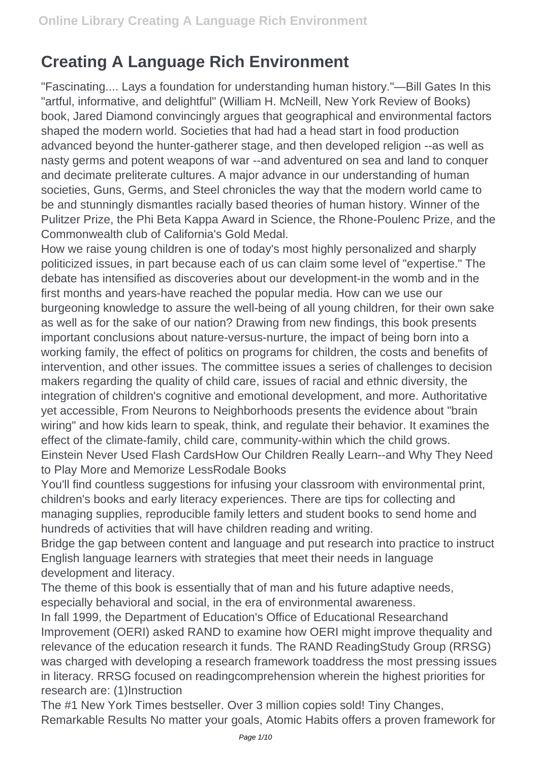# Creating A Language Rich Environment

"Fascinating.... Lays a foundation for understanding human history."—Bill Gates In this "artful, informative, and delightful" (William H. McNeill, New York Review of Books) book, Jared Diamond convincingly argues that geographical and environmental factors shaped the modern world. Societies that had had a head start in food production advanced beyond the hunter-gatherer stage, and then developed religion --as well as nasty germs and potent weapons of war --and adventured on sea and land to conquer and decimate preliterate cultures. A major advance in our understanding of human societies, Guns, Germs, and Steel chronicles the way that the modern world came to be and stunningly dismantles racially based theories of human history. Winner of the Pulitzer Prize, the Phi Beta Kappa Award in Science, the Rhone-Poulenc Prize, and the Commonwealth club of California's Gold Medal.

How we raise young children is one of today's most highly personalized and sharply politicized issues, in part because each of us can claim some level of "expertise." The debate has intensified as discoveries about our development-in the womb and in the first months and years-have reached the popular media. How can we use our burgeoning knowledge to assure the well-being of all young children, for their own sake as well as for the sake of our nation? Drawing from new findings, this book presents important conclusions about nature-versus-nurture, the impact of being born into a working family, the effect of politics on programs for children, the costs and benefits of intervention, and other issues. The committee issues a series of challenges to decision makers regarding the quality of child care, issues of racial and ethnic diversity, the integration of children's cognitive and emotional development, and more. Authoritative yet accessible, From Neurons to Neighborhoods presents the evidence about "brain wiring" and how kids learn to speak, think, and regulate their behavior. It examines the effect of the climate-family, child care, community-within which the child grows.

Einstein Never Used Flash CardsHow Our Children Really Learn--and Why They Need to Play More and Memorize LessRodale Books

You'll find countless suggestions for infusing your classroom with environmental print, children's books and early literacy experiences. There are tips for collecting and managing supplies, reproducible family letters and student books to send home and hundreds of activities that will have children reading and writing.

Bridge the gap between content and language and put research into practice to instruct English language learners with strategies that meet their needs in language development and literacy.

The theme of this book is essentially that of man and his future adaptive needs, especially behavioral and social, in the era of environmental awareness.

In fall 1999, the Department of Education's Office of Educational Researchand Improvement (OERI) asked RAND to examine how OERI might improve thequality and relevance of the education research it funds. The RAND ReadingStudy Group (RRSG) was charged with developing a research framework toaddress the most pressing issues in literacy. RRSG focused on readingcomprehension wherein the highest priorities for research are: (1)Instruction

The #1 New York Times bestseller. Over 3 million copies sold! Tiny Changes, Remarkable Results No matter your goals, Atomic Habits offers a proven framework for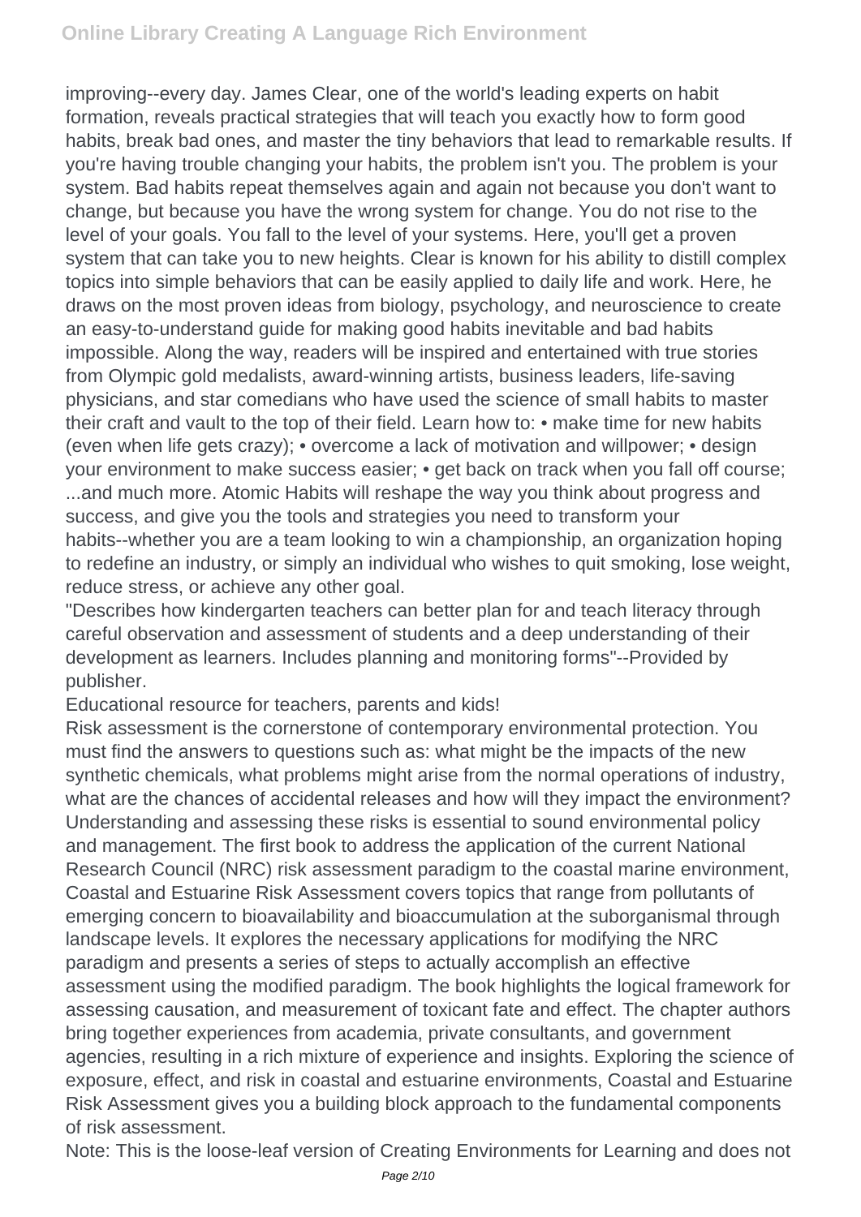improving--every day. James Clear, one of the world's leading experts on habit formation, reveals practical strategies that will teach you exactly how to form good habits, break bad ones, and master the tiny behaviors that lead to remarkable results. If you're having trouble changing your habits, the problem isn't you. The problem is your system. Bad habits repeat themselves again and again not because you don't want to change, but because you have the wrong system for change. You do not rise to the level of your goals. You fall to the level of your systems. Here, you'll get a proven system that can take you to new heights. Clear is known for his ability to distill complex topics into simple behaviors that can be easily applied to daily life and work. Here, he draws on the most proven ideas from biology, psychology, and neuroscience to create an easy-to-understand guide for making good habits inevitable and bad habits impossible. Along the way, readers will be inspired and entertained with true stories from Olympic gold medalists, award-winning artists, business leaders, life-saving physicians, and star comedians who have used the science of small habits to master their craft and vault to the top of their field. Learn how to: • make time for new habits (even when life gets crazy); • overcome a lack of motivation and willpower; • design your environment to make success easier; • get back on track when you fall off course; ...and much more. Atomic Habits will reshape the way you think about progress and success, and give you the tools and strategies you need to transform your habits--whether you are a team looking to win a championship, an organization hoping to redefine an industry, or simply an individual who wishes to quit smoking, lose weight, reduce stress, or achieve any other goal.

"Describes how kindergarten teachers can better plan for and teach literacy through careful observation and assessment of students and a deep understanding of their development as learners. Includes planning and monitoring forms"--Provided by publisher.

Educational resource for teachers, parents and kids!

Risk assessment is the cornerstone of contemporary environmental protection. You must find the answers to questions such as: what might be the impacts of the new synthetic chemicals, what problems might arise from the normal operations of industry, what are the chances of accidental releases and how will they impact the environment? Understanding and assessing these risks is essential to sound environmental policy and management. The first book to address the application of the current National Research Council (NRC) risk assessment paradigm to the coastal marine environment, Coastal and Estuarine Risk Assessment covers topics that range from pollutants of emerging concern to bioavailability and bioaccumulation at the suborganismal through landscape levels. It explores the necessary applications for modifying the NRC paradigm and presents a series of steps to actually accomplish an effective assessment using the modified paradigm. The book highlights the logical framework for assessing causation, and measurement of toxicant fate and effect. The chapter authors bring together experiences from academia, private consultants, and government agencies, resulting in a rich mixture of experience and insights. Exploring the science of exposure, effect, and risk in coastal and estuarine environments, Coastal and Estuarine Risk Assessment gives you a building block approach to the fundamental components of risk assessment.

Note: This is the loose-leaf version of Creating Environments for Learning and does not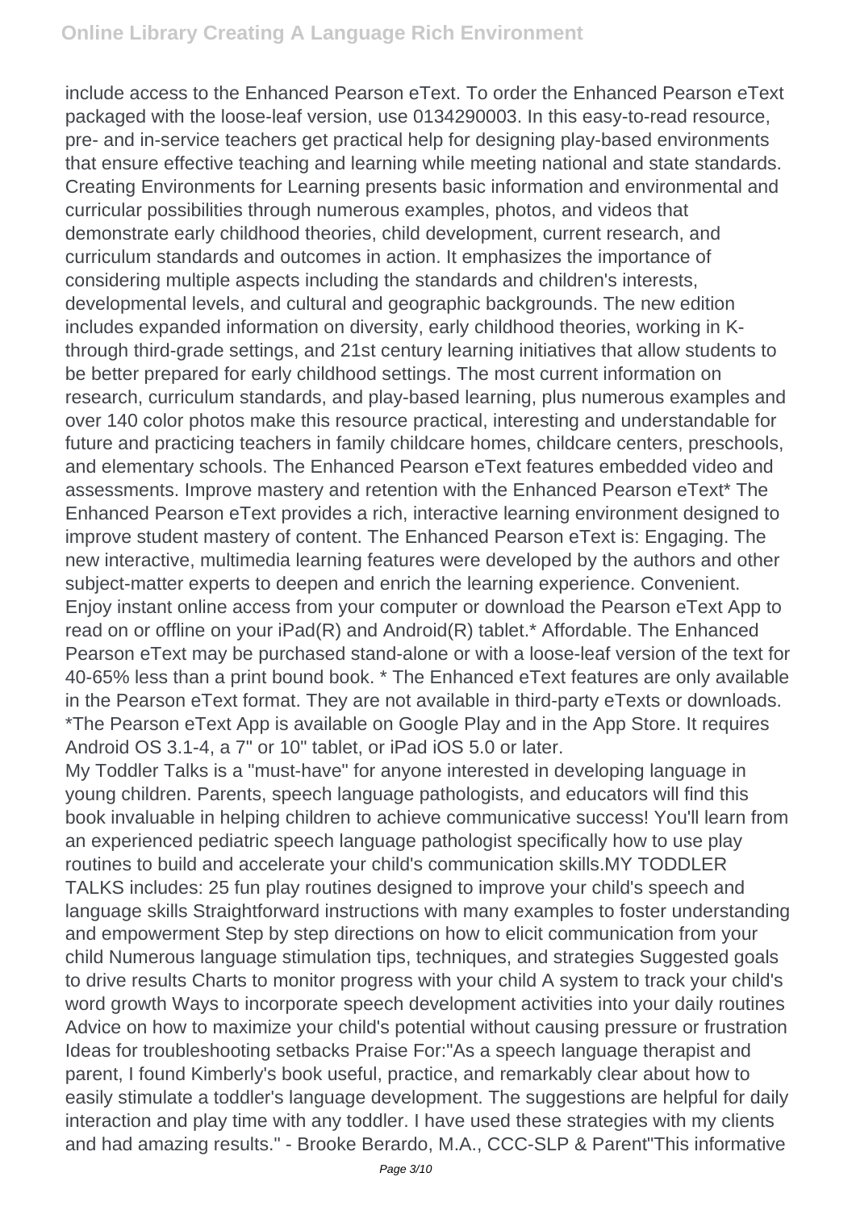include access to the Enhanced Pearson eText. To order the Enhanced Pearson eText packaged with the loose-leaf version, use 0134290003. In this easy-to-read resource, pre- and in-service teachers get practical help for designing play-based environments that ensure effective teaching and learning while meeting national and state standards. Creating Environments for Learning presents basic information and environmental and curricular possibilities through numerous examples, photos, and videos that demonstrate early childhood theories, child development, current research, and curriculum standards and outcomes in action. It emphasizes the importance of considering multiple aspects including the standards and children's interests, developmental levels, and cultural and geographic backgrounds. The new edition includes expanded information on diversity, early childhood theories, working in K-through third-grade settings, and 21st century learning initiatives that allow students to be better prepared for early childhood settings. The most current information on research, curriculum standards, and play-based learning, plus numerous examples and over 140 color photos make this resource practical, interesting and understandable for future and practicing teachers in family childcare homes, childcare centers, preschools, and elementary schools. The Enhanced Pearson eText features embedded video and assessments. Improve mastery and retention with the Enhanced Pearson eText* The Enhanced Pearson eText provides a rich, interactive learning environment designed to improve student mastery of content. The Enhanced Pearson eText is: Engaging. The new interactive, multimedia learning features were developed by the authors and other subject-matter experts to deepen and enrich the learning experience. Convenient. Enjoy instant online access from your computer or download the Pearson eText App to read on or offline on your iPad(R) and Android(R) tablet.* Affordable. The Enhanced Pearson eText may be purchased stand-alone or with a loose-leaf version of the text for 40-65% less than a print bound book. * The Enhanced eText features are only available in the Pearson eText format. They are not available in third-party eTexts or downloads. *The Pearson eText App is available on Google Play and in the App Store. It requires Android OS 3.1-4, a 7" or 10" tablet, or iPad iOS 5.0 or later.

My Toddler Talks is a "must-have" for anyone interested in developing language in young children. Parents, speech language pathologists, and educators will find this book invaluable in helping children to achieve communicative success! You'll learn from an experienced pediatric speech language pathologist specifically how to use play routines to build and accelerate your child's communication skills.MY TODDLER TALKS includes: 25 fun play routines designed to improve your child's speech and language skills Straightforward instructions with many examples to foster understanding and empowerment Step by step directions on how to elicit communication from your child Numerous language stimulation tips, techniques, and strategies Suggested goals to drive results Charts to monitor progress with your child A system to track your child's word growth Ways to incorporate speech development activities into your daily routines Advice on how to maximize your child's potential without causing pressure or frustration Ideas for troubleshooting setbacks Praise For:"As a speech language therapist and parent, I found Kimberly's book useful, practice, and remarkably clear about how to easily stimulate a toddler's language development. The suggestions are helpful for daily interaction and play time with any toddler. I have used these strategies with my clients and had amazing results." - Brooke Berardo, M.A., CCC-SLP & Parent"This informative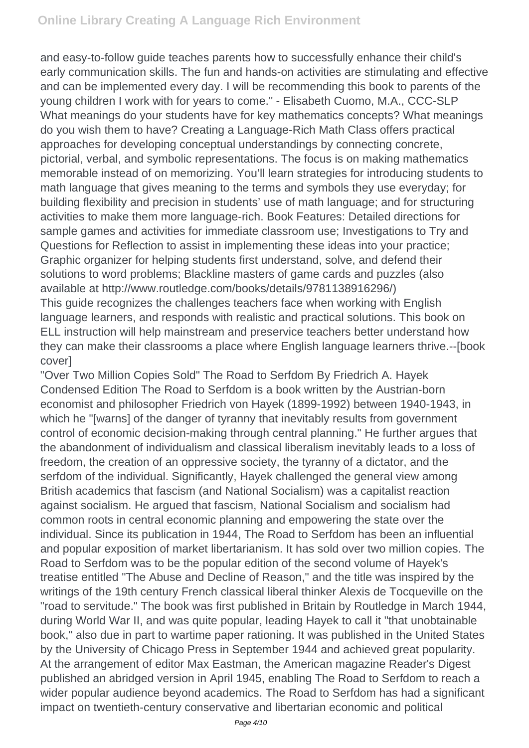and easy-to-follow guide teaches parents how to successfully enhance their child's early communication skills. The fun and hands-on activities are stimulating and effective and can be implemented every day. I will be recommending this book to parents of the young children I work with for years to come." - Elisabeth Cuomo, M.A., CCC-SLP

What meanings do your students have for key mathematics concepts? What meanings do you wish them to have? Creating a Language-Rich Math Class offers practical approaches for developing conceptual understandings by connecting concrete, pictorial, verbal, and symbolic representations. The focus is on making mathematics memorable instead of on memorizing. You'll learn strategies for introducing students to math language that gives meaning to the terms and symbols they use everyday; for building flexibility and precision in students' use of math language; and for structuring activities to make them more language-rich. Book Features: Detailed directions for sample games and activities for immediate classroom use; Investigations to Try and Questions for Reflection to assist in implementing these ideas into your practice; Graphic organizer for helping students first understand, solve, and defend their solutions to word problems; Blackline masters of game cards and puzzles (also available at http://www.routledge.com/books/details/9781138916296/)

This guide recognizes the challenges teachers face when working with English language learners, and responds with realistic and practical solutions. This book on ELL instruction will help mainstream and preservice teachers better understand how they can make their classrooms a place where English language learners thrive.--[book cover]

"Over Two Million Copies Sold" The Road to Serfdom By Friedrich A. Hayek Condensed Edition The Road to Serfdom is a book written by the Austrian-born economist and philosopher Friedrich von Hayek (1899-1992) between 1940-1943, in which he "[warns] of the danger of tyranny that inevitably results from government control of economic decision-making through central planning." He further argues that the abandonment of individualism and classical liberalism inevitably leads to a loss of freedom, the creation of an oppressive society, the tyranny of a dictator, and the serfdom of the individual. Significantly, Hayek challenged the general view among British academics that fascism (and National Socialism) was a capitalist reaction against socialism. He argued that fascism, National Socialism and socialism had common roots in central economic planning and empowering the state over the individual. Since its publication in 1944, The Road to Serfdom has been an influential and popular exposition of market libertarianism. It has sold over two million copies. The Road to Serfdom was to be the popular edition of the second volume of Hayek's treatise entitled "The Abuse and Decline of Reason," and the title was inspired by the writings of the 19th century French classical liberal thinker Alexis de Tocqueville on the "road to servitude." The book was first published in Britain by Routledge in March 1944, during World War II, and was quite popular, leading Hayek to call it "that unobtainable book," also due in part to wartime paper rationing. It was published in the United States by the University of Chicago Press in September 1944 and achieved great popularity. At the arrangement of editor Max Eastman, the American magazine Reader's Digest published an abridged version in April 1945, enabling The Road to Serfdom to reach a wider popular audience beyond academics. The Road to Serfdom has had a significant impact on twentieth-century conservative and libertarian economic and political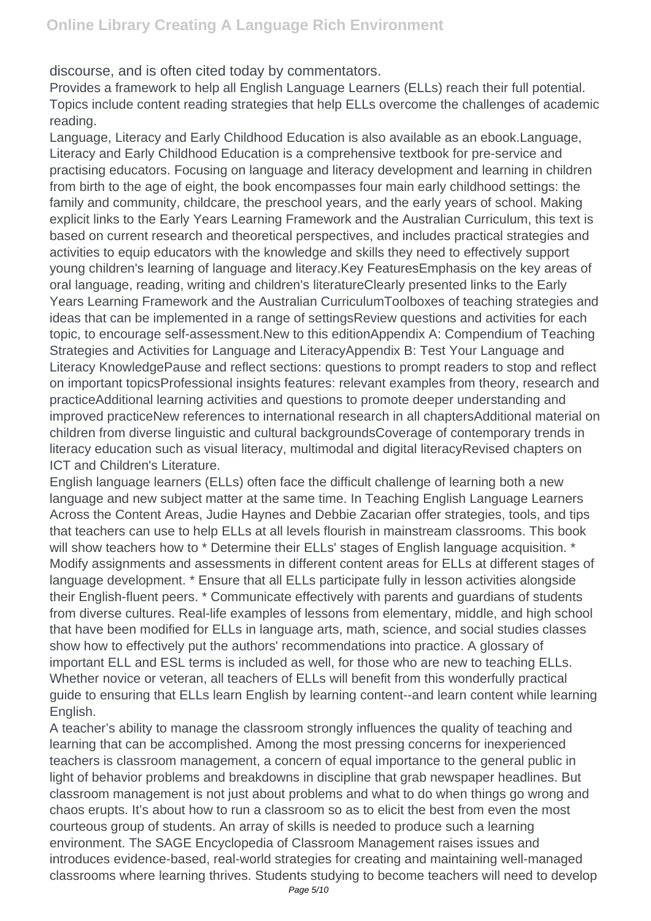discourse, and is often cited today by commentators.

Provides a framework to help all English Language Learners (ELLs) reach their full potential. Topics include content reading strategies that help ELLs overcome the challenges of academic reading.

Language, Literacy and Early Childhood Education is also available as an ebook.Language, Literacy and Early Childhood Education is a comprehensive textbook for pre-service and practising educators. Focusing on language and literacy development and learning in children from birth to the age of eight, the book encompasses four main early childhood settings: the family and community, childcare, the preschool years, and the early years of school. Making explicit links to the Early Years Learning Framework and the Australian Curriculum, this text is based on current research and theoretical perspectives, and includes practical strategies and activities to equip educators with the knowledge and skills they need to effectively support young children's learning of language and literacy.Key FeaturesEmphasis on the key areas of oral language, reading, writing and children's literatureClearly presented links to the Early Years Learning Framework and the Australian CurriculumToolboxes of teaching strategies and ideas that can be implemented in a range of settingsReview questions and activities for each topic, to encourage self-assessment.New to this editionAppendix A: Compendium of Teaching Strategies and Activities for Language and LiteracyAppendix B: Test Your Language and Literacy KnowledgePause and reflect sections: questions to prompt readers to stop and reflect on important topicsProfessional insights features: relevant examples from theory, research and practiceAdditional learning activities and questions to promote deeper understanding and improved practiceNew references to international research in all chaptersAdditional material on children from diverse linguistic and cultural backgroundsCoverage of contemporary trends in literacy education such as visual literacy, multimodal and digital literacyRevised chapters on ICT and Children's Literature.

English language learners (ELLs) often face the difficult challenge of learning both a new language and new subject matter at the same time. In Teaching English Language Learners Across the Content Areas, Judie Haynes and Debbie Zacarian offer strategies, tools, and tips that teachers can use to help ELLs at all levels flourish in mainstream classrooms. This book will show teachers how to * Determine their ELLs' stages of English language acquisition. * Modify assignments and assessments in different content areas for ELLs at different stages of language development. * Ensure that all ELLs participate fully in lesson activities alongside their English-fluent peers. * Communicate effectively with parents and guardians of students from diverse cultures. Real-life examples of lessons from elementary, middle, and high school that have been modified for ELLs in language arts, math, science, and social studies classes show how to effectively put the authors' recommendations into practice. A glossary of important ELL and ESL terms is included as well, for those who are new to teaching ELLs. Whether novice or veteran, all teachers of ELLs will benefit from this wonderfully practical guide to ensuring that ELLs learn English by learning content--and learn content while learning English.

A teacher's ability to manage the classroom strongly influences the quality of teaching and learning that can be accomplished. Among the most pressing concerns for inexperienced teachers is classroom management, a concern of equal importance to the general public in light of behavior problems and breakdowns in discipline that grab newspaper headlines. But classroom management is not just about problems and what to do when things go wrong and chaos erupts. It's about how to run a classroom so as to elicit the best from even the most courteous group of students. An array of skills is needed to produce such a learning environment. The SAGE Encyclopedia of Classroom Management raises issues and introduces evidence-based, real-world strategies for creating and maintaining well-managed classrooms where learning thrives. Students studying to become teachers will need to develop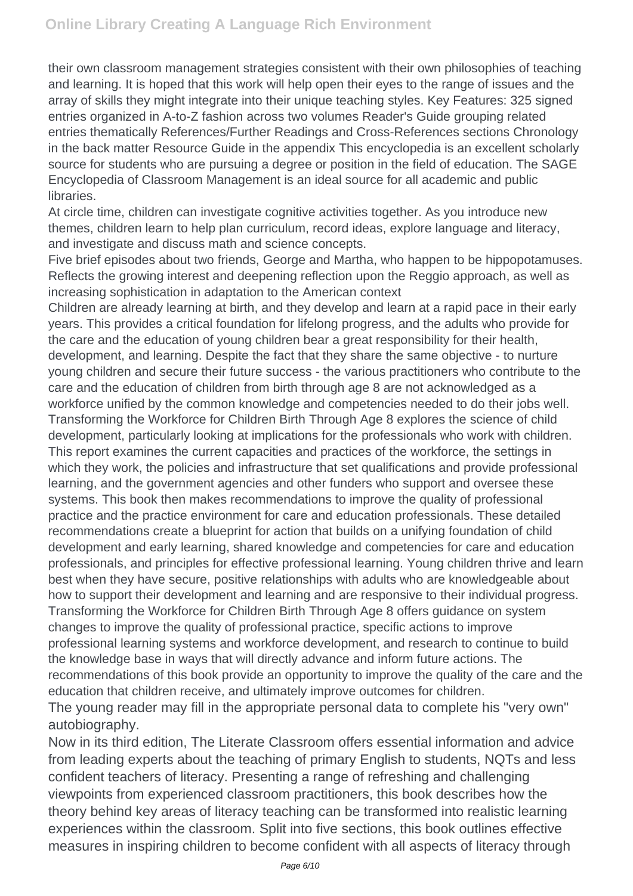their own classroom management strategies consistent with their own philosophies of teaching and learning. It is hoped that this work will help open their eyes to the range of issues and the array of skills they might integrate into their unique teaching styles. Key Features: 325 signed entries organized in A-to-Z fashion across two volumes Reader's Guide grouping related entries thematically References/Further Readings and Cross-References sections Chronology in the back matter Resource Guide in the appendix This encyclopedia is an excellent scholarly source for students who are pursuing a degree or position in the field of education. The SAGE Encyclopedia of Classroom Management is an ideal source for all academic and public libraries.

At circle time, children can investigate cognitive activities together. As you introduce new themes, children learn to help plan curriculum, record ideas, explore language and literacy, and investigate and discuss math and science concepts.

Five brief episodes about two friends, George and Martha, who happen to be hippopotamuses.

Reflects the growing interest and deepening reflection upon the Reggio approach, as well as increasing sophistication in adaptation to the American context

Children are already learning at birth, and they develop and learn at a rapid pace in their early years. This provides a critical foundation for lifelong progress, and the adults who provide for the care and the education of young children bear a great responsibility for their health, development, and learning. Despite the fact that they share the same objective - to nurture young children and secure their future success - the various practitioners who contribute to the care and the education of children from birth through age 8 are not acknowledged as a workforce unified by the common knowledge and competencies needed to do their jobs well. Transforming the Workforce for Children Birth Through Age 8 explores the science of child development, particularly looking at implications for the professionals who work with children. This report examines the current capacities and practices of the workforce, the settings in which they work, the policies and infrastructure that set qualifications and provide professional learning, and the government agencies and other funders who support and oversee these systems. This book then makes recommendations to improve the quality of professional practice and the practice environment for care and education professionals. These detailed recommendations create a blueprint for action that builds on a unifying foundation of child development and early learning, shared knowledge and competencies for care and education professionals, and principles for effective professional learning. Young children thrive and learn best when they have secure, positive relationships with adults who are knowledgeable about how to support their development and learning and are responsive to their individual progress. Transforming the Workforce for Children Birth Through Age 8 offers guidance on system changes to improve the quality of professional practice, specific actions to improve professional learning systems and workforce development, and research to continue to build the knowledge base in ways that will directly advance and inform future actions. The recommendations of this book provide an opportunity to improve the quality of the care and the education that children receive, and ultimately improve outcomes for children.

The young reader may fill in the appropriate personal data to complete his "very own" autobiography.

Now in its third edition, The Literate Classroom offers essential information and advice from leading experts about the teaching of primary English to students, NQTs and less confident teachers of literacy. Presenting a range of refreshing and challenging viewpoints from experienced classroom practitioners, this book describes how the theory behind key areas of literacy teaching can be transformed into realistic learning experiences within the classroom. Split into five sections, this book outlines effective measures in inspiring children to become confident with all aspects of literacy through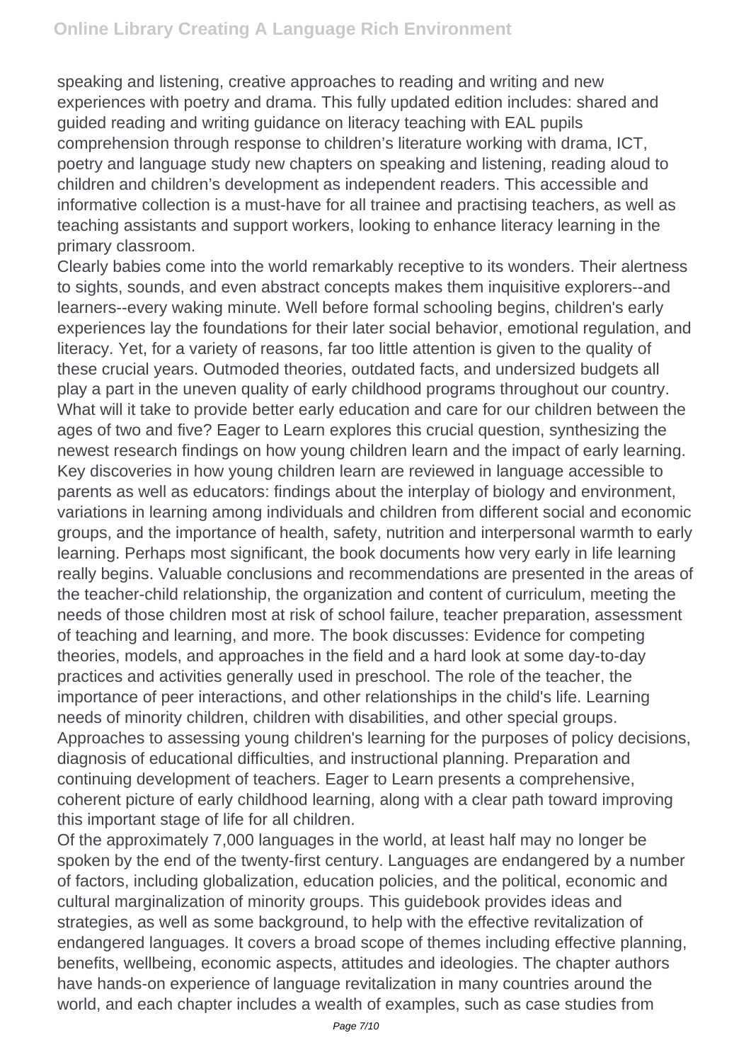speaking and listening, creative approaches to reading and writing and new experiences with poetry and drama. This fully updated edition includes: shared and guided reading and writing guidance on literacy teaching with EAL pupils comprehension through response to children's literature working with drama, ICT, poetry and language study new chapters on speaking and listening, reading aloud to children and children's development as independent readers. This accessible and informative collection is a must-have for all trainee and practising teachers, as well as teaching assistants and support workers, looking to enhance literacy learning in the primary classroom.

Clearly babies come into the world remarkably receptive to its wonders. Their alertness to sights, sounds, and even abstract concepts makes them inquisitive explorers--and learners--every waking minute. Well before formal schooling begins, children's early experiences lay the foundations for their later social behavior, emotional regulation, and literacy. Yet, for a variety of reasons, far too little attention is given to the quality of these crucial years. Outmoded theories, outdated facts, and undersized budgets all play a part in the uneven quality of early childhood programs throughout our country. What will it take to provide better early education and care for our children between the ages of two and five? Eager to Learn explores this crucial question, synthesizing the newest research findings on how young children learn and the impact of early learning. Key discoveries in how young children learn are reviewed in language accessible to parents as well as educators: findings about the interplay of biology and environment, variations in learning among individuals and children from different social and economic groups, and the importance of health, safety, nutrition and interpersonal warmth to early learning. Perhaps most significant, the book documents how very early in life learning really begins. Valuable conclusions and recommendations are presented in the areas of the teacher-child relationship, the organization and content of curriculum, meeting the needs of those children most at risk of school failure, teacher preparation, assessment of teaching and learning, and more. The book discusses: Evidence for competing theories, models, and approaches in the field and a hard look at some day-to-day practices and activities generally used in preschool. The role of the teacher, the importance of peer interactions, and other relationships in the child's life. Learning needs of minority children, children with disabilities, and other special groups. Approaches to assessing young children's learning for the purposes of policy decisions, diagnosis of educational difficulties, and instructional planning. Preparation and continuing development of teachers. Eager to Learn presents a comprehensive, coherent picture of early childhood learning, along with a clear path toward improving this important stage of life for all children.

Of the approximately 7,000 languages in the world, at least half may no longer be spoken by the end of the twenty-first century. Languages are endangered by a number of factors, including globalization, education policies, and the political, economic and cultural marginalization of minority groups. This guidebook provides ideas and strategies, as well as some background, to help with the effective revitalization of endangered languages. It covers a broad scope of themes including effective planning, benefits, wellbeing, economic aspects, attitudes and ideologies. The chapter authors have hands-on experience of language revitalization in many countries around the world, and each chapter includes a wealth of examples, such as case studies from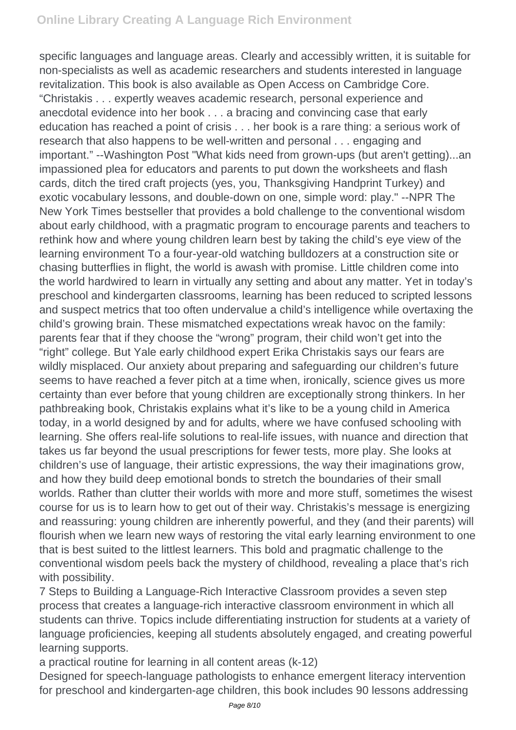specific languages and language areas. Clearly and accessibly written, it is suitable for non-specialists as well as academic researchers and students interested in language revitalization. This book is also available as Open Access on Cambridge Core.

"Christakis . . . expertly weaves academic research, personal experience and anecdotal evidence into her book . . . a bracing and convincing case that early education has reached a point of crisis . . . her book is a rare thing: a serious work of research that also happens to be well-written and personal . . . engaging and important." --Washington Post "What kids need from grown-ups (but aren't getting)...an impassioned plea for educators and parents to put down the worksheets and flash cards, ditch the tired craft projects (yes, you, Thanksgiving Handprint Turkey) and exotic vocabulary lessons, and double-down on one, simple word: play." --NPR The New York Times bestseller that provides a bold challenge to the conventional wisdom about early childhood, with a pragmatic program to encourage parents and teachers to rethink how and where young children learn best by taking the child's eye view of the learning environment To a four-year-old watching bulldozers at a construction site or chasing butterflies in flight, the world is awash with promise. Little children come into the world hardwired to learn in virtually any setting and about any matter. Yet in today's preschool and kindergarten classrooms, learning has been reduced to scripted lessons and suspect metrics that too often undervalue a child's intelligence while overtaxing the child's growing brain. These mismatched expectations wreak havoc on the family: parents fear that if they choose the "wrong" program, their child won't get into the "right" college. But Yale early childhood expert Erika Christakis says our fears are wildly misplaced. Our anxiety about preparing and safeguarding our children's future seems to have reached a fever pitch at a time when, ironically, science gives us more certainty than ever before that young children are exceptionally strong thinkers. In her pathbreaking book, Christakis explains what it's like to be a young child in America today, in a world designed by and for adults, where we have confused schooling with learning. She offers real-life solutions to real-life issues, with nuance and direction that takes us far beyond the usual prescriptions for fewer tests, more play. She looks at children's use of language, their artistic expressions, the way their imaginations grow, and how they build deep emotional bonds to stretch the boundaries of their small worlds. Rather than clutter their worlds with more and more stuff, sometimes the wisest course for us is to learn how to get out of their way. Christakis's message is energizing and reassuring: young children are inherently powerful, and they (and their parents) will flourish when we learn new ways of restoring the vital early learning environment to one that is best suited to the littlest learners. This bold and pragmatic challenge to the conventional wisdom peels back the mystery of childhood, revealing a place that's rich with possibility.

7 Steps to Building a Language-Rich Interactive Classroom provides a seven step process that creates a language-rich interactive classroom environment in which all students can thrive. Topics include differentiating instruction for students at a variety of language proficiencies, keeping all students absolutely engaged, and creating powerful learning supports.

a practical routine for learning in all content areas (k-12)

Designed for speech-language pathologists to enhance emergent literacy intervention for preschool and kindergarten-age children, this book includes 90 lessons addressing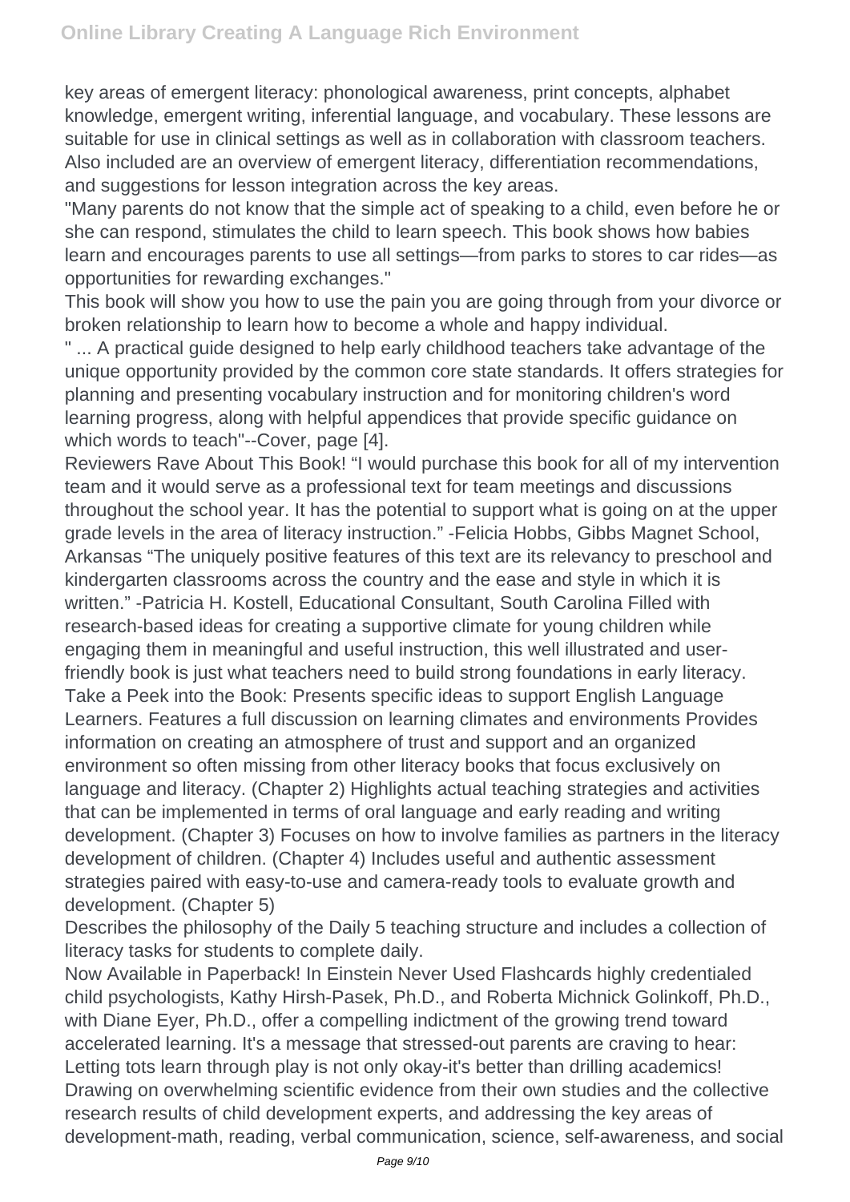key areas of emergent literacy: phonological awareness, print concepts, alphabet knowledge, emergent writing, inferential language, and vocabulary. These lessons are suitable for use in clinical settings as well as in collaboration with classroom teachers. Also included are an overview of emergent literacy, differentiation recommendations, and suggestions for lesson integration across the key areas.

"Many parents do not know that the simple act of speaking to a child, even before he or she can respond, stimulates the child to learn speech. This book shows how babies learn and encourages parents to use all settings—from parks to stores to car rides—as opportunities for rewarding exchanges."

This book will show you how to use the pain you are going through from your divorce or broken relationship to learn how to become a whole and happy individual.

" ... A practical guide designed to help early childhood teachers take advantage of the unique opportunity provided by the common core state standards. It offers strategies for planning and presenting vocabulary instruction and for monitoring children's word learning progress, along with helpful appendices that provide specific guidance on which words to teach"--Cover, page [4].

Reviewers Rave About This Book! "I would purchase this book for all of my intervention team and it would serve as a professional text for team meetings and discussions throughout the school year. It has the potential to support what is going on at the upper grade levels in the area of literacy instruction." -Felicia Hobbs, Gibbs Magnet School, Arkansas "The uniquely positive features of this text are its relevancy to preschool and kindergarten classrooms across the country and the ease and style in which it is written." -Patricia H. Kostell, Educational Consultant, South Carolina Filled with research-based ideas for creating a supportive climate for young children while engaging them in meaningful and useful instruction, this well illustrated and user-friendly book is just what teachers need to build strong foundations in early literacy. Take a Peek into the Book: Presents specific ideas to support English Language Learners. Features a full discussion on learning climates and environments Provides information on creating an atmosphere of trust and support and an organized environment so often missing from other literacy books that focus exclusively on language and literacy. (Chapter 2) Highlights actual teaching strategies and activities that can be implemented in terms of oral language and early reading and writing development. (Chapter 3) Focuses on how to involve families as partners in the literacy development of children. (Chapter 4) Includes useful and authentic assessment strategies paired with easy-to-use and camera-ready tools to evaluate growth and development. (Chapter 5)

Describes the philosophy of the Daily 5 teaching structure and includes a collection of literacy tasks for students to complete daily.

Now Available in Paperback! In Einstein Never Used Flashcards highly credentialed child psychologists, Kathy Hirsh-Pasek, Ph.D., and Roberta Michnick Golinkoff, Ph.D., with Diane Eyer, Ph.D., offer a compelling indictment of the growing trend toward accelerated learning. It's a message that stressed-out parents are craving to hear: Letting tots learn through play is not only okay-it's better than drilling academics! Drawing on overwhelming scientific evidence from their own studies and the collective research results of child development experts, and addressing the key areas of development-math, reading, verbal communication, science, self-awareness, and social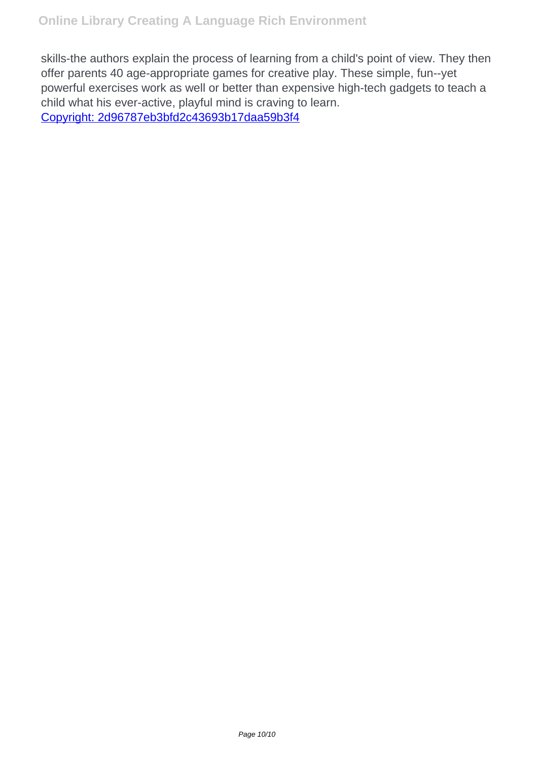skills-the authors explain the process of learning from a child's point of view. They then offer parents 40 age-appropriate games for creative play. These simple, fun--yet powerful exercises work as well or better than expensive high-tech gadgets to teach a child what his ever-active, playful mind is craving to learn.

Copyright: 2d96787eb3bfd2c43693b17daa59b3f4